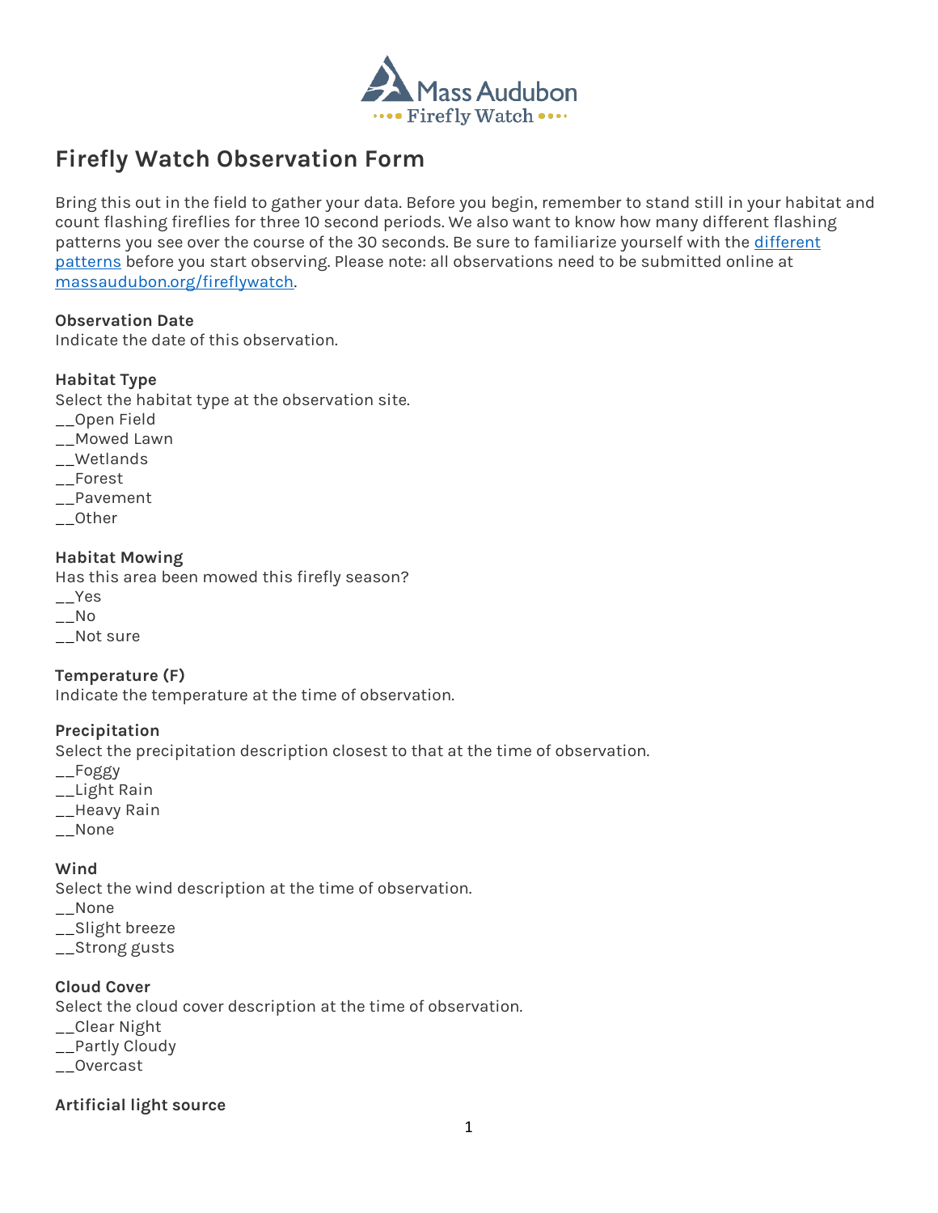Mass Audubon

Firefly Watch

# Firefly Watch Observation Form

Bring this out in the field to gather your data. Before you begin, remember to stand still in your habitat and count flashing fireflies for three 10 second periods. We also want to know how many different flashing patterns you see over the course of the 30 seconds. Be sure to familiarize yourself with the [different patterns](#) before you start observing. Please note: all observations need to be submitted online at [massaudubon.org/fireflywatch](#).

**Observation Date**
Indicate the date of this observation.

**Habitat Type**
Select the habitat type at the observation site.
__Open Field
__Mowed Lawn
__Wetlands
__Forest
__Pavement
__Other

**Habitat Mowing**
Has this area been mowed this firefly season?
__Yes
__No
__Not sure

**Temperature (F)**
Indicate the temperature at the time of observation.

**Precipitation**
Select the precipitation description closest to that at the time of observation.
__Foggy
__Light Rain
__Heavy Rain
__None

**Wind**
Select the wind description at the time of observation.
__None
__Slight breeze
__Strong gusts

**Cloud Cover**
Select the cloud cover description at the time of observation.
__Clear Night
__Partly Cloudy
__Overcast

**Artificial light source**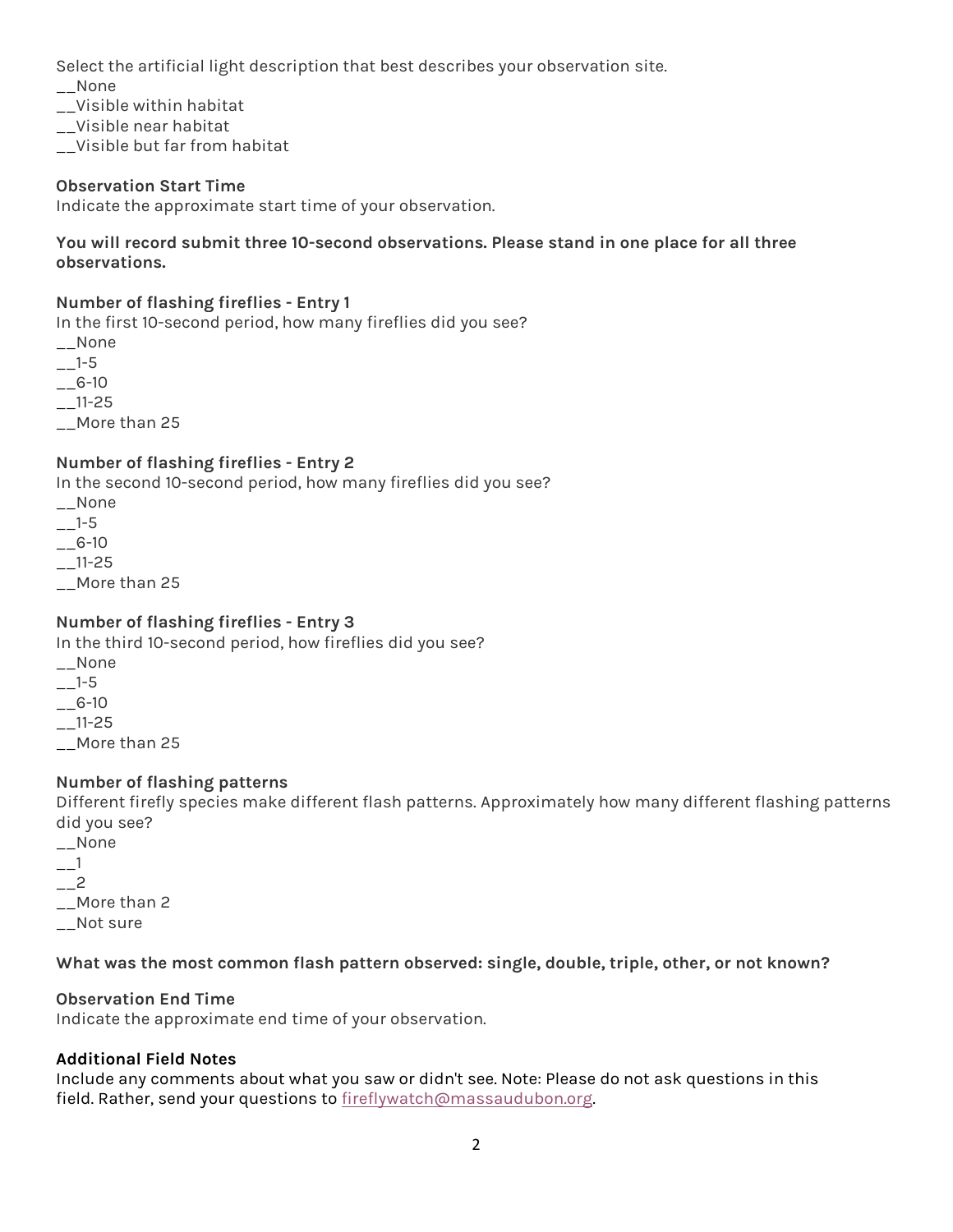Select the artificial light description that best describes your observation site.

__None
__Visible within habitat
__Visible near habitat
__Visible but far from habitat

**Observation Start Time**
Indicate the approximate start time of your observation.

**You will record submit three 10-second observations. Please stand in one place for all three observations.**

**Number of flashing fireflies - Entry 1**
In the first 10-second period, how many fireflies did you see?

__None
__1-5
__6-10
__11-25
__More than 25

**Number of flashing fireflies - Entry 2**
In the second 10-second period, how many fireflies did you see?

__None
__1-5
__6-10
__11-25
__More than 25

**Number of flashing fireflies - Entry 3**
In the third 10-second period, how fireflies did you see?

__None
__1-5
__6-10
__11-25
__More than 25

**Number of flashing patterns**
Different firefly species make different flash patterns. Approximately how many different flashing patterns did you see?

__None
__1
__2
__More than 2
__Not sure

**What was the most common flash pattern observed: single, double, triple, other, or not known?**

**Observation End Time**
Indicate the approximate end time of your observation.

**Additional Field Notes**
Include any comments about what you saw or didn't see. Note: Please do not ask questions in this field. Rather, send your questions to fireflywatch@massaudubon.org.